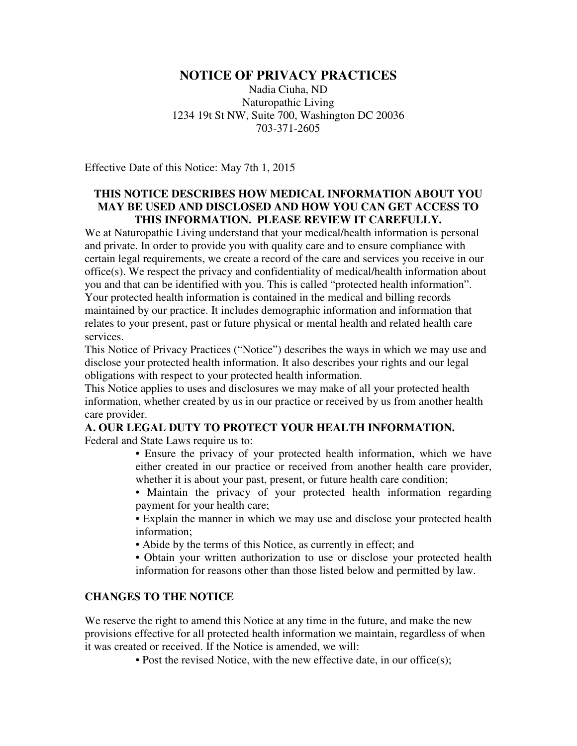# NOTICE OF PRIVACY PRACTICES

Nadia Ciuha, ND
Naturopathic Living
1234 19t St NW, Suite 700, Washington DC 20036
703-371-2605

Effective Date of this Notice: May 7th 1, 2015

**THIS NOTICE DESCRIBES HOW MEDICAL INFORMATION ABOUT YOU MAY BE USED AND DISCLOSED AND HOW YOU CAN GET ACCESS TO THIS INFORMATION. PLEASE REVIEW IT CAREFULLY.**

We at Naturopathic Living understand that your medical/health information is personal and private. In order to provide you with quality care and to ensure compliance with certain legal requirements, we create a record of the care and services you receive in our office(s). We respect the privacy and confidentiality of medical/health information about you and that can be identified with you. This is called "protected health information". Your protected health information is contained in the medical and billing records maintained by our practice. It includes demographic information and information that relates to your present, past or future physical or mental health and related health care services.

This Notice of Privacy Practices ("Notice") describes the ways in which we may use and disclose your protected health information. It also describes your rights and our legal obligations with respect to your protected health information.

This Notice applies to uses and disclosures we may make of all your protected health information, whether created by us in our practice or received by us from another health care provider.

## A. OUR LEGAL DUTY TO PROTECT YOUR HEALTH INFORMATION.

Federal and State Laws require us to:

- Ensure the privacy of your protected health information, which we have either created in our practice or received from another health care provider, whether it is about your past, present, or future health care condition;
- Maintain the privacy of your protected health information regarding payment for your health care;
- Explain the manner in which we may use and disclose your protected health information;
- Abide by the terms of this Notice, as currently in effect; and
- Obtain your written authorization to use or disclose your protected health information for reasons other than those listed below and permitted by law.

## CHANGES TO THE NOTICE

We reserve the right to amend this Notice at any time in the future, and make the new provisions effective for all protected health information we maintain, regardless of when it was created or received. If the Notice is amended, we will:

- Post the revised Notice, with the new effective date, in our office(s);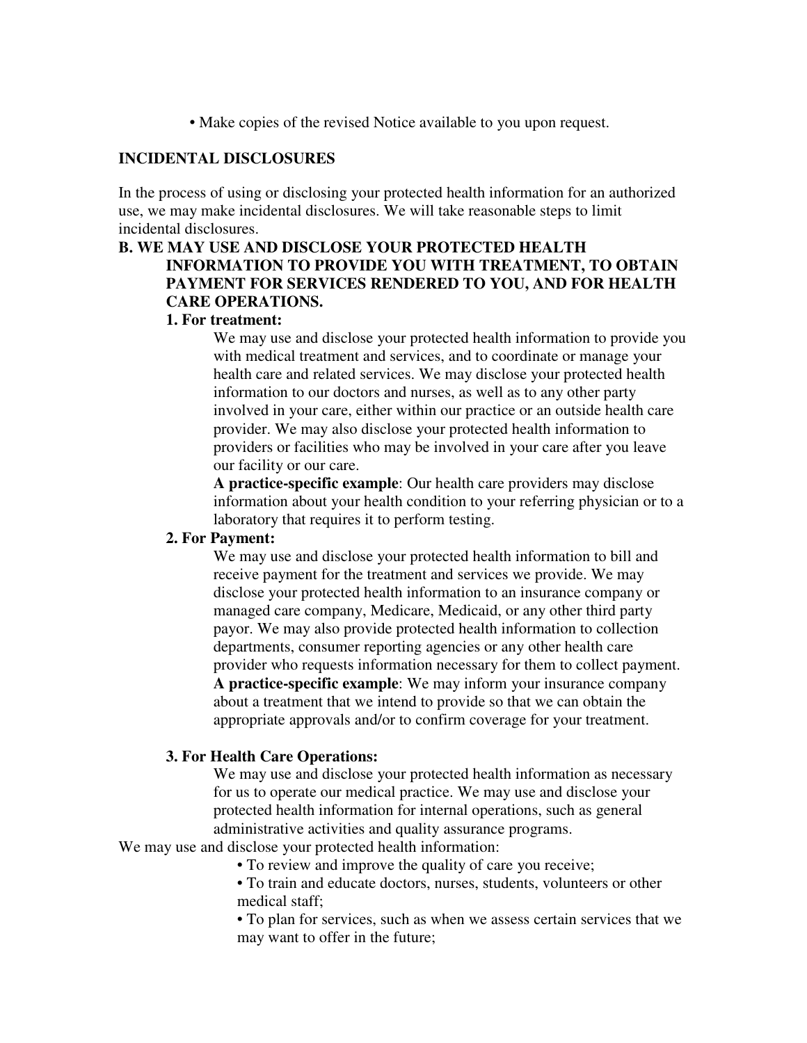- Make copies of the revised Notice available to you upon request.

## INCIDENTAL DISCLOSURES

In the process of using or disclosing your protected health information for an authorized use, we may make incidental disclosures. We will take reasonable steps to limit incidental disclosures.

## B. WE MAY USE AND DISCLOSE YOUR PROTECTED HEALTH INFORMATION TO PROVIDE YOU WITH TREATMENT, TO OBTAIN PAYMENT FOR SERVICES RENDERED TO YOU, AND FOR HEALTH CARE OPERATIONS.

### 1. For treatment:

We may use and disclose your protected health information to provide you with medical treatment and services, and to coordinate or manage your health care and related services. We may disclose your protected health information to our doctors and nurses, as well as to any other party involved in your care, either within our practice or an outside health care provider. We may also disclose your protected health information to providers or facilities who may be involved in your care after you leave our facility or our care.

**A practice-specific example**: Our health care providers may disclose information about your health condition to your referring physician or to a laboratory that requires it to perform testing.

### 2. For Payment:

We may use and disclose your protected health information to bill and receive payment for the treatment and services we provide. We may disclose your protected health information to an insurance company or managed care company, Medicare, Medicaid, or any other third party payor. We may also provide protected health information to collection departments, consumer reporting agencies or any other health care provider who requests information necessary for them to collect payment.

**A practice-specific example**: We may inform your insurance company about a treatment that we intend to provide so that we can obtain the appropriate approvals and/or to confirm coverage for your treatment.

### 3. For Health Care Operations:

We may use and disclose your protected health information as necessary for us to operate our medical practice. We may use and disclose your protected health information for internal operations, such as general administrative activities and quality assurance programs.

We may use and disclose your protected health information:

- To review and improve the quality of care you receive;
- To train and educate doctors, nurses, students, volunteers or other medical staff;
- To plan for services, such as when we assess certain services that we may want to offer in the future;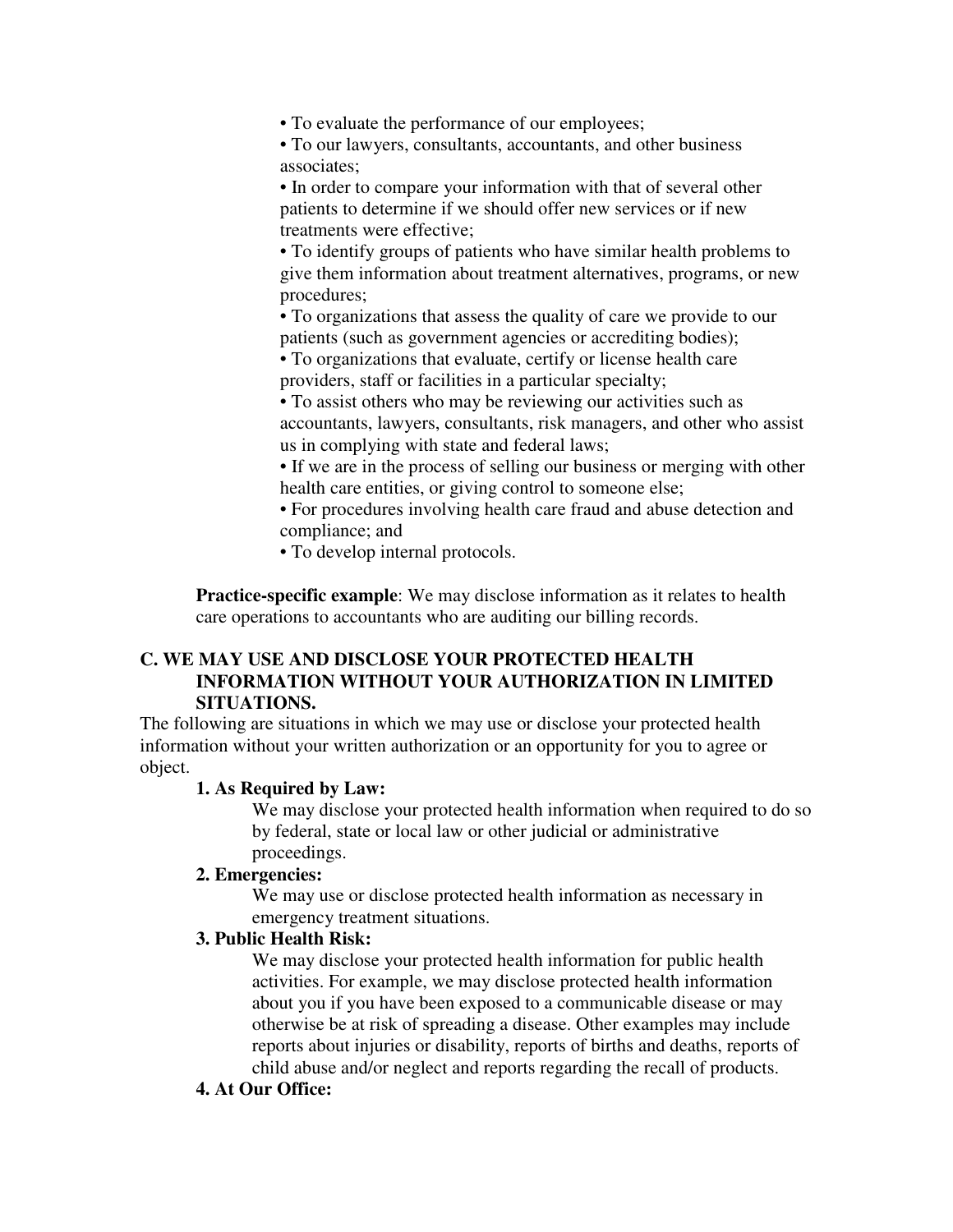- To evaluate the performance of our employees;
- To our lawyers, consultants, accountants, and other business associates;
- In order to compare your information with that of several other patients to determine if we should offer new services or if new treatments were effective;
- To identify groups of patients who have similar health problems to give them information about treatment alternatives, programs, or new procedures;
- To organizations that assess the quality of care we provide to our patients (such as government agencies or accrediting bodies);
- To organizations that evaluate, certify or license health care providers, staff or facilities in a particular specialty;
- To assist others who may be reviewing our activities such as accountants, lawyers, consultants, risk managers, and other who assist us in complying with state and federal laws;
- If we are in the process of selling our business or merging with other health care entities, or giving control to someone else;
- For procedures involving health care fraud and abuse detection and compliance; and
- To develop internal protocols.

**Practice-specific example**: We may disclose information as it relates to health care operations to accountants who are auditing our billing records.

## C. WE MAY USE AND DISCLOSE YOUR PROTECTED HEALTH INFORMATION WITHOUT YOUR AUTHORIZATION IN LIMITED SITUATIONS.

The following are situations in which we may use or disclose your protected health information without your written authorization or an opportunity for you to agree or object.

**1. As Required by Law:**

We may disclose your protected health information when required to do so by federal, state or local law or other judicial or administrative proceedings.

**2. Emergencies:**

We may use or disclose protected health information as necessary in emergency treatment situations.

**3. Public Health Risk:**

We may disclose your protected health information for public health activities. For example, we may disclose protected health information about you if you have been exposed to a communicable disease or may otherwise be at risk of spreading a disease. Other examples may include reports about injuries or disability, reports of births and deaths, reports of child abuse and/or neglect and reports regarding the recall of products.

**4. At Our Office:**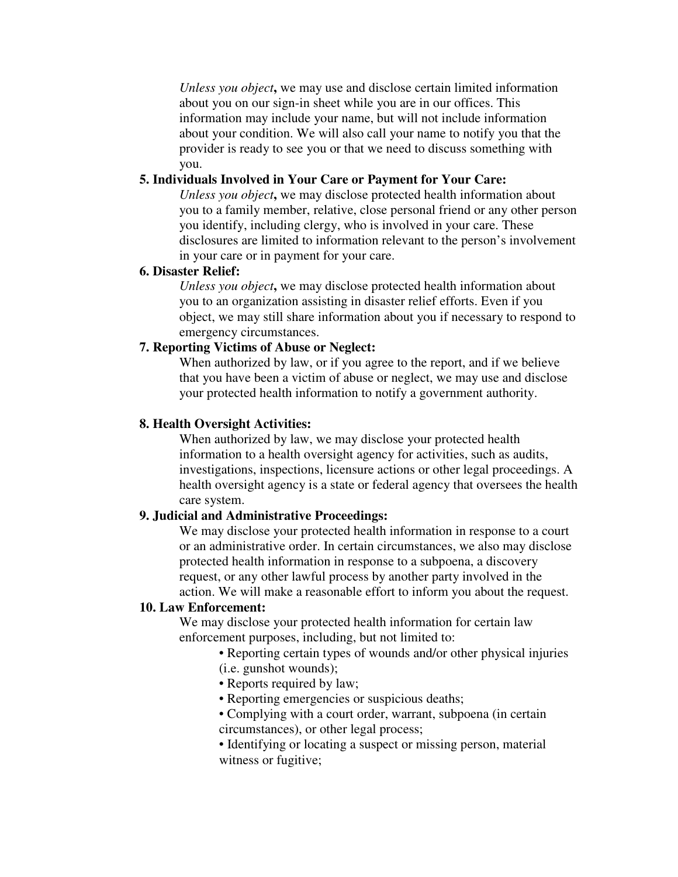*Unless you object***,** we may use and disclose certain limited information about you on our sign-in sheet while you are in our offices. This information may include your name, but will not include information about your condition. We will also call your name to notify you that the provider is ready to see you or that we need to discuss something with you.

**5. Individuals Involved in Your Care or Payment for Your Care:**

*Unless you object***,** we may disclose protected health information about you to a family member, relative, close personal friend or any other person you identify, including clergy, who is involved in your care. These disclosures are limited to information relevant to the person's involvement in your care or in payment for your care.

**6. Disaster Relief:**

*Unless you object***,** we may disclose protected health information about you to an organization assisting in disaster relief efforts. Even if you object, we may still share information about you if necessary to respond to emergency circumstances.

**7. Reporting Victims of Abuse or Neglect:**

When authorized by law, or if you agree to the report, and if we believe that you have been a victim of abuse or neglect, we may use and disclose your protected health information to notify a government authority.

**8. Health Oversight Activities:**

When authorized by law, we may disclose your protected health information to a health oversight agency for activities, such as audits, investigations, inspections, licensure actions or other legal proceedings. A health oversight agency is a state or federal agency that oversees the health care system.

**9. Judicial and Administrative Proceedings:**

We may disclose your protected health information in response to a court or an administrative order. In certain circumstances, we also may disclose protected health information in response to a subpoena, a discovery request, or any other lawful process by another party involved in the action. We will make a reasonable effort to inform you about the request.

**10. Law Enforcement:**

We may disclose your protected health information for certain law enforcement purposes, including, but not limited to:

- Reporting certain types of wounds and/or other physical injuries (i.e. gunshot wounds);
- Reports required by law;
- Reporting emergencies or suspicious deaths;
- Complying with a court order, warrant, subpoena (in certain circumstances), or other legal process;
- Identifying or locating a suspect or missing person, material witness or fugitive;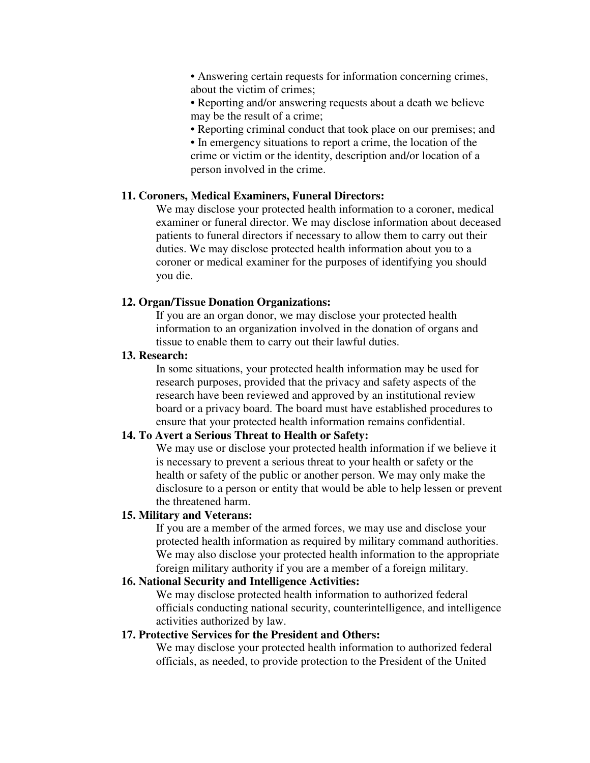- Answering certain requests for information concerning crimes, about the victim of crimes;
- Reporting and/or answering requests about a death we believe may be the result of a crime;
- Reporting criminal conduct that took place on our premises; and
- In emergency situations to report a crime, the location of the crime or victim or the identity, description and/or location of a person involved in the crime.

**11. Coroners, Medical Examiners, Funeral Directors:**

We may disclose your protected health information to a coroner, medical examiner or funeral director. We may disclose information about deceased patients to funeral directors if necessary to allow them to carry out their duties. We may disclose protected health information about you to a coroner or medical examiner for the purposes of identifying you should you die.

**12. Organ/Tissue Donation Organizations:**

If you are an organ donor, we may disclose your protected health information to an organization involved in the donation of organs and tissue to enable them to carry out their lawful duties.

**13. Research:**

In some situations, your protected health information may be used for research purposes, provided that the privacy and safety aspects of the research have been reviewed and approved by an institutional review board or a privacy board. The board must have established procedures to ensure that your protected health information remains confidential.

**14. To Avert a Serious Threat to Health or Safety:**

We may use or disclose your protected health information if we believe it is necessary to prevent a serious threat to your health or safety or the health or safety of the public or another person. We may only make the disclosure to a person or entity that would be able to help lessen or prevent the threatened harm.

**15. Military and Veterans:**

If you are a member of the armed forces, we may use and disclose your protected health information as required by military command authorities. We may also disclose your protected health information to the appropriate foreign military authority if you are a member of a foreign military.

**16. National Security and Intelligence Activities:**

We may disclose protected health information to authorized federal officials conducting national security, counterintelligence, and intelligence activities authorized by law.

**17. Protective Services for the President and Others:**

We may disclose your protected health information to authorized federal officials, as needed, to provide protection to the President of the United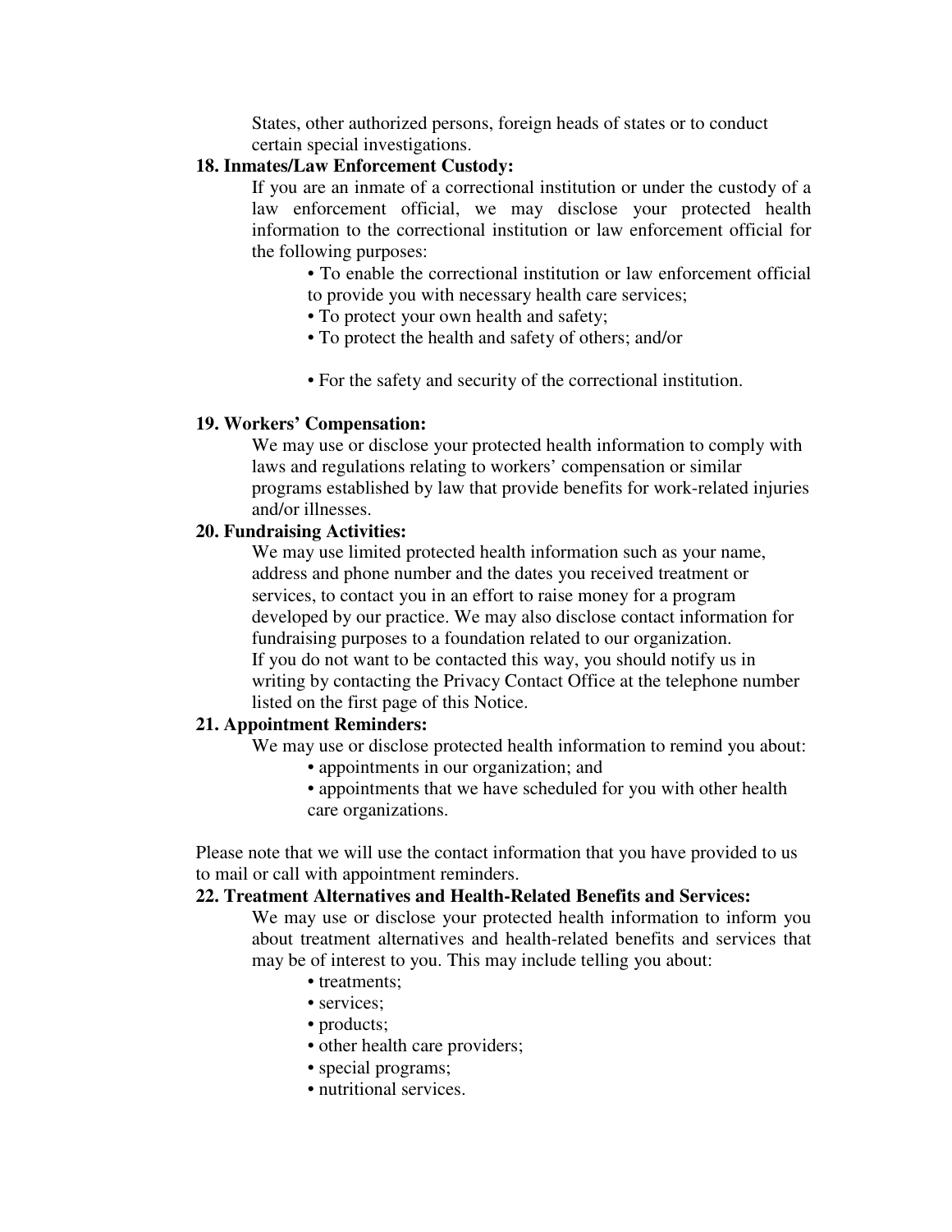States, other authorized persons, foreign heads of states or to conduct certain special investigations.

**18. Inmates/Law Enforcement Custody:**

If you are an inmate of a correctional institution or under the custody of a law enforcement official, we may disclose your protected health information to the correctional institution or law enforcement official for the following purposes:

- To enable the correctional institution or law enforcement official to provide you with necessary health care services;
- To protect your own health and safety;
- To protect the health and safety of others; and/or
- For the safety and security of the correctional institution.

**19. Workers' Compensation:**

We may use or disclose your protected health information to comply with laws and regulations relating to workers' compensation or similar programs established by law that provide benefits for work-related injuries and/or illnesses.

**20. Fundraising Activities:**

We may use limited protected health information such as your name, address and phone number and the dates you received treatment or services, to contact you in an effort to raise money for a program developed by our practice. We may also disclose contact information for fundraising purposes to a foundation related to our organization. If you do not want to be contacted this way, you should notify us in writing by contacting the Privacy Contact Office at the telephone number listed on the first page of this Notice.

**21. Appointment Reminders:**

We may use or disclose protected health information to remind you about:

- appointments in our organization; and
- appointments that we have scheduled for you with other health care organizations.

Please note that we will use the contact information that you have provided to us to mail or call with appointment reminders.

**22. Treatment Alternatives and Health-Related Benefits and Services:**

We may use or disclose your protected health information to inform you about treatment alternatives and health-related benefits and services that may be of interest to you. This may include telling you about:

- treatments;
- services;
- products;
- other health care providers;
- special programs;
- nutritional services.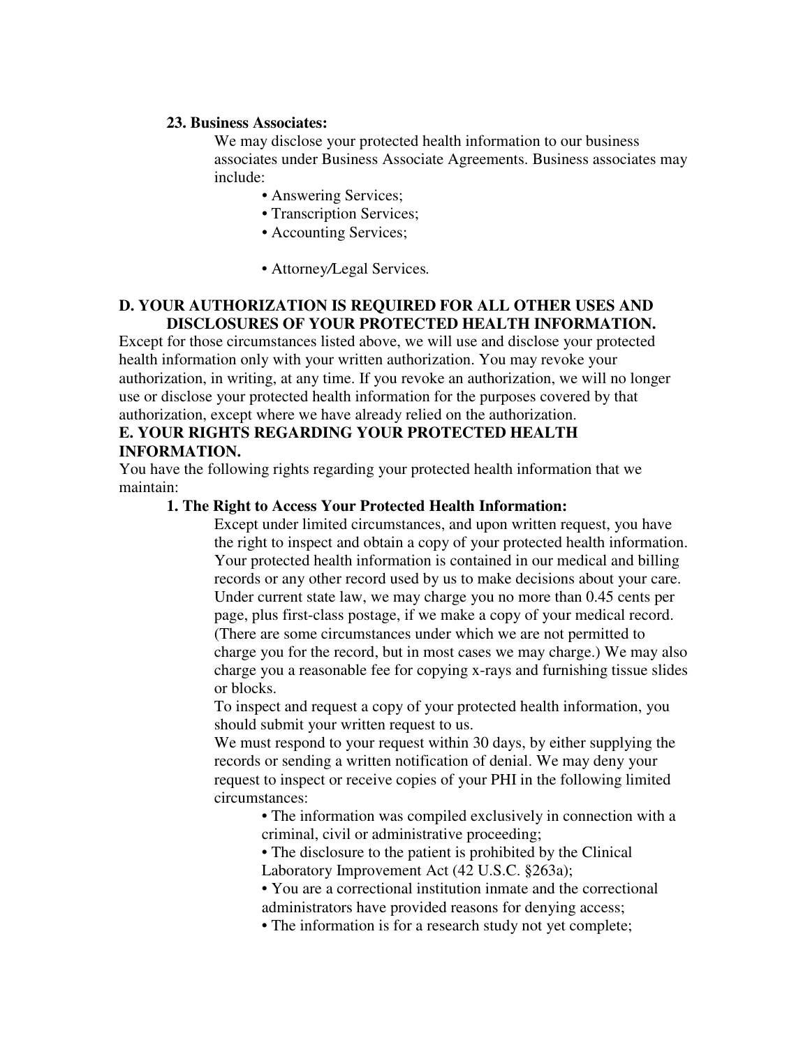**23. Business Associates:**

We may disclose your protected health information to our business associates under Business Associate Agreements. Business associates may include:

- Answering Services;
- Transcription Services;
- Accounting Services;
- Attorney/Legal Services.

## D. YOUR AUTHORIZATION IS REQUIRED FOR ALL OTHER USES AND DISCLOSURES OF YOUR PROTECTED HEALTH INFORMATION.

Except for those circumstances listed above, we will use and disclose your protected health information only with your written authorization. You may revoke your authorization, in writing, at any time. If you revoke an authorization, we will no longer use or disclose your protected health information for the purposes covered by that authorization, except where we have already relied on the authorization.

## E. YOUR RIGHTS REGARDING YOUR PROTECTED HEALTH INFORMATION.

You have the following rights regarding your protected health information that we maintain:

**1. The Right to Access Your Protected Health Information:**

Except under limited circumstances, and upon written request, you have the right to inspect and obtain a copy of your protected health information. Your protected health information is contained in our medical and billing records or any other record used by us to make decisions about your care. Under current state law, we may charge you no more than 0.45 cents per page, plus first-class postage, if we make a copy of your medical record. (There are some circumstances under which we are not permitted to charge you for the record, but in most cases we may charge.) We may also charge you a reasonable fee for copying x-rays and furnishing tissue slides or blocks.

To inspect and request a copy of your protected health information, you should submit your written request to us.

We must respond to your request within 30 days, by either supplying the records or sending a written notification of denial. We may deny your request to inspect or receive copies of your PHI in the following limited circumstances:

- The information was compiled exclusively in connection with a criminal, civil or administrative proceeding;
- The disclosure to the patient is prohibited by the Clinical Laboratory Improvement Act (42 U.S.C. §263a);
- You are a correctional institution inmate and the correctional administrators have provided reasons for denying access;
- The information is for a research study not yet complete;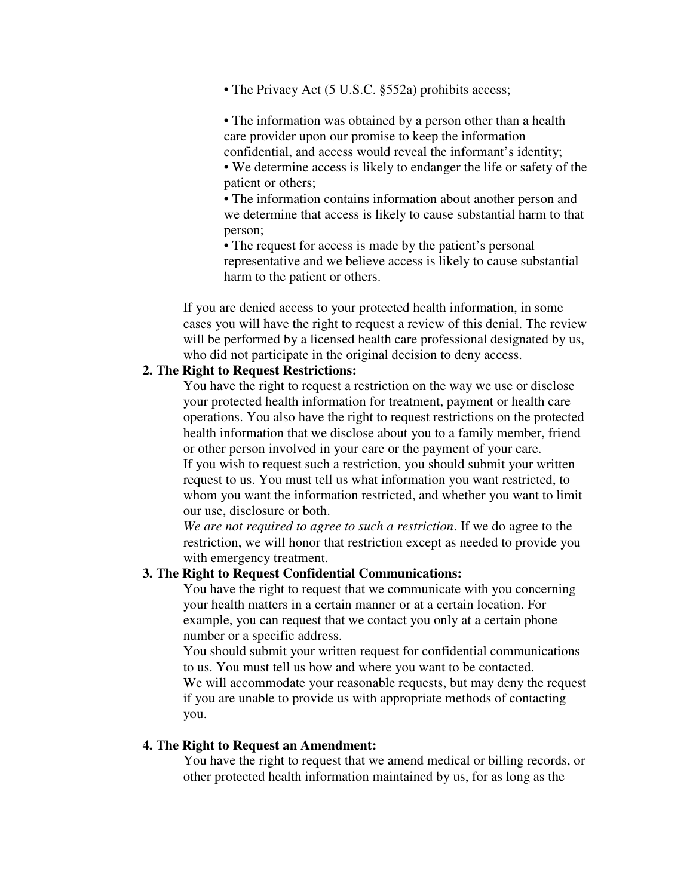- The Privacy Act (5 U.S.C. §552a) prohibits access;

- The information was obtained by a person other than a health care provider upon our promise to keep the information confidential, and access would reveal the informant's identity;
- We determine access is likely to endanger the life or safety of the patient or others;
- The information contains information about another person and we determine that access is likely to cause substantial harm to that person;
- The request for access is made by the patient's personal representative and we believe access is likely to cause substantial harm to the patient or others.

If you are denied access to your protected health information, in some cases you will have the right to request a review of this denial. The review will be performed by a licensed health care professional designated by us, who did not participate in the original decision to deny access.

**2. The Right to Request Restrictions:**

You have the right to request a restriction on the way we use or disclose your protected health information for treatment, payment or health care operations. You also have the right to request restrictions on the protected health information that we disclose about you to a family member, friend or other person involved in your care or the payment of your care.

If you wish to request such a restriction, you should submit your written request to us. You must tell us what information you want restricted, to whom you want the information restricted, and whether you want to limit our use, disclosure or both.

*We are not required to agree to such a restriction*. If we do agree to the restriction, we will honor that restriction except as needed to provide you with emergency treatment.

**3. The Right to Request Confidential Communications:**

You have the right to request that we communicate with you concerning your health matters in a certain manner or at a certain location. For example, you can request that we contact you only at a certain phone number or a specific address.

You should submit your written request for confidential communications to us. You must tell us how and where you want to be contacted.

We will accommodate your reasonable requests, but may deny the request if you are unable to provide us with appropriate methods of contacting you.

**4. The Right to Request an Amendment:**

You have the right to request that we amend medical or billing records, or other protected health information maintained by us, for as long as the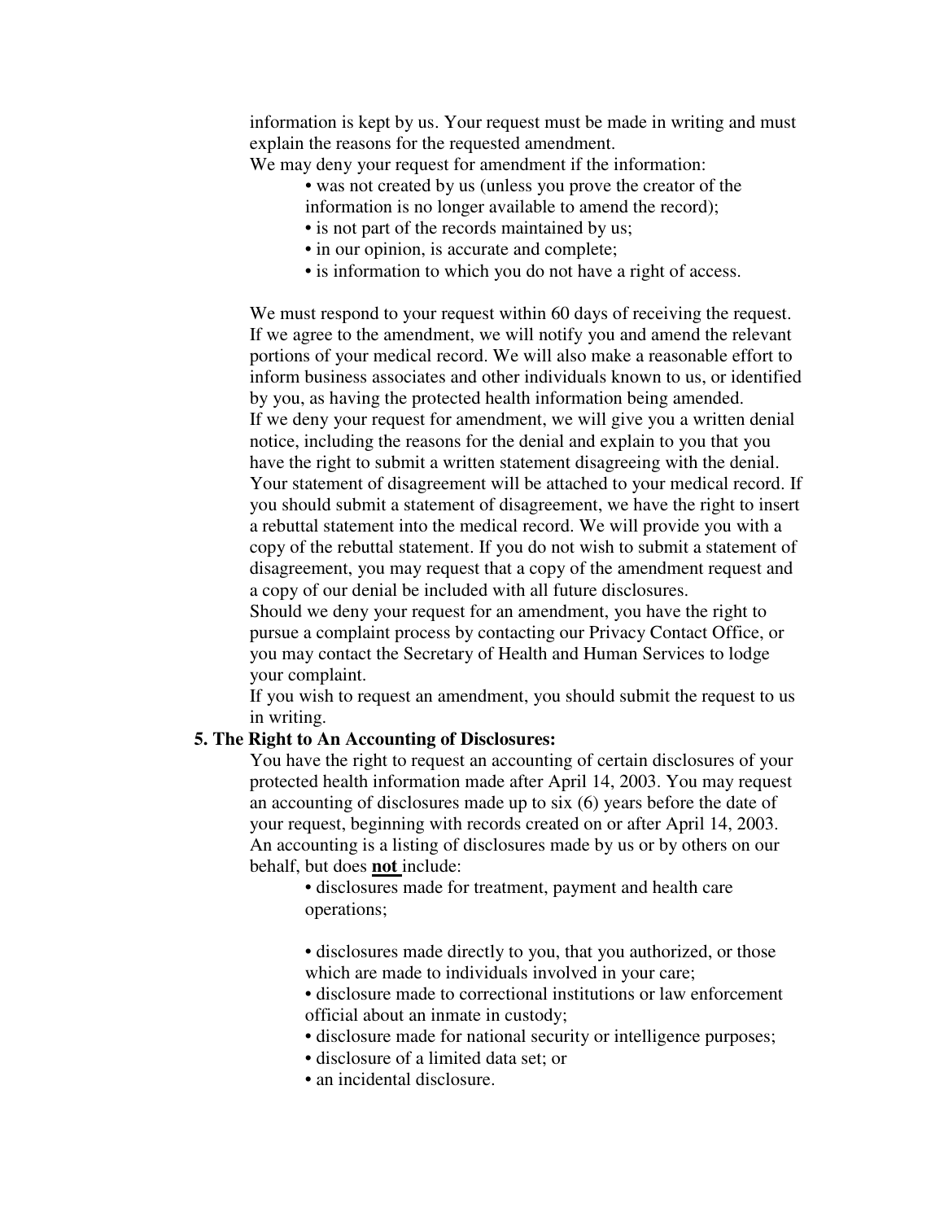information is kept by us. Your request must be made in writing and must explain the reasons for the requested amendment.

We may deny your request for amendment if the information:

- was not created by us (unless you prove the creator of the information is no longer available to amend the record);
- is not part of the records maintained by us;
- in our opinion, is accurate and complete;
- is information to which you do not have a right of access.

We must respond to your request within 60 days of receiving the request. If we agree to the amendment, we will notify you and amend the relevant portions of your medical record. We will also make a reasonable effort to inform business associates and other individuals known to us, or identified by you, as having the protected health information being amended.

If we deny your request for amendment, we will give you a written denial notice, including the reasons for the denial and explain to you that you have the right to submit a written statement disagreeing with the denial. Your statement of disagreement will be attached to your medical record. If you should submit a statement of disagreement, we have the right to insert a rebuttal statement into the medical record. We will provide you with a copy of the rebuttal statement. If you do not wish to submit a statement of disagreement, you may request that a copy of the amendment request and a copy of our denial be included with all future disclosures.

Should we deny your request for an amendment, you have the right to pursue a complaint process by contacting our Privacy Contact Office, or you may contact the Secretary of Health and Human Services to lodge your complaint.

If you wish to request an amendment, you should submit the request to us in writing.

**5. The Right to An Accounting of Disclosures:**

You have the right to request an accounting of certain disclosures of your protected health information made after April 14, 2003. You may request an accounting of disclosures made up to six (6) years before the date of your request, beginning with records created on or after April 14, 2003. An accounting is a listing of disclosures made by us or by others on our behalf, but does **not** include:

- disclosures made for treatment, payment and health care operations;
- disclosures made directly to you, that you authorized, or those which are made to individuals involved in your care;
- disclosure made to correctional institutions or law enforcement official about an inmate in custody;
- disclosure made for national security or intelligence purposes;
- disclosure of a limited data set; or
- an incidental disclosure.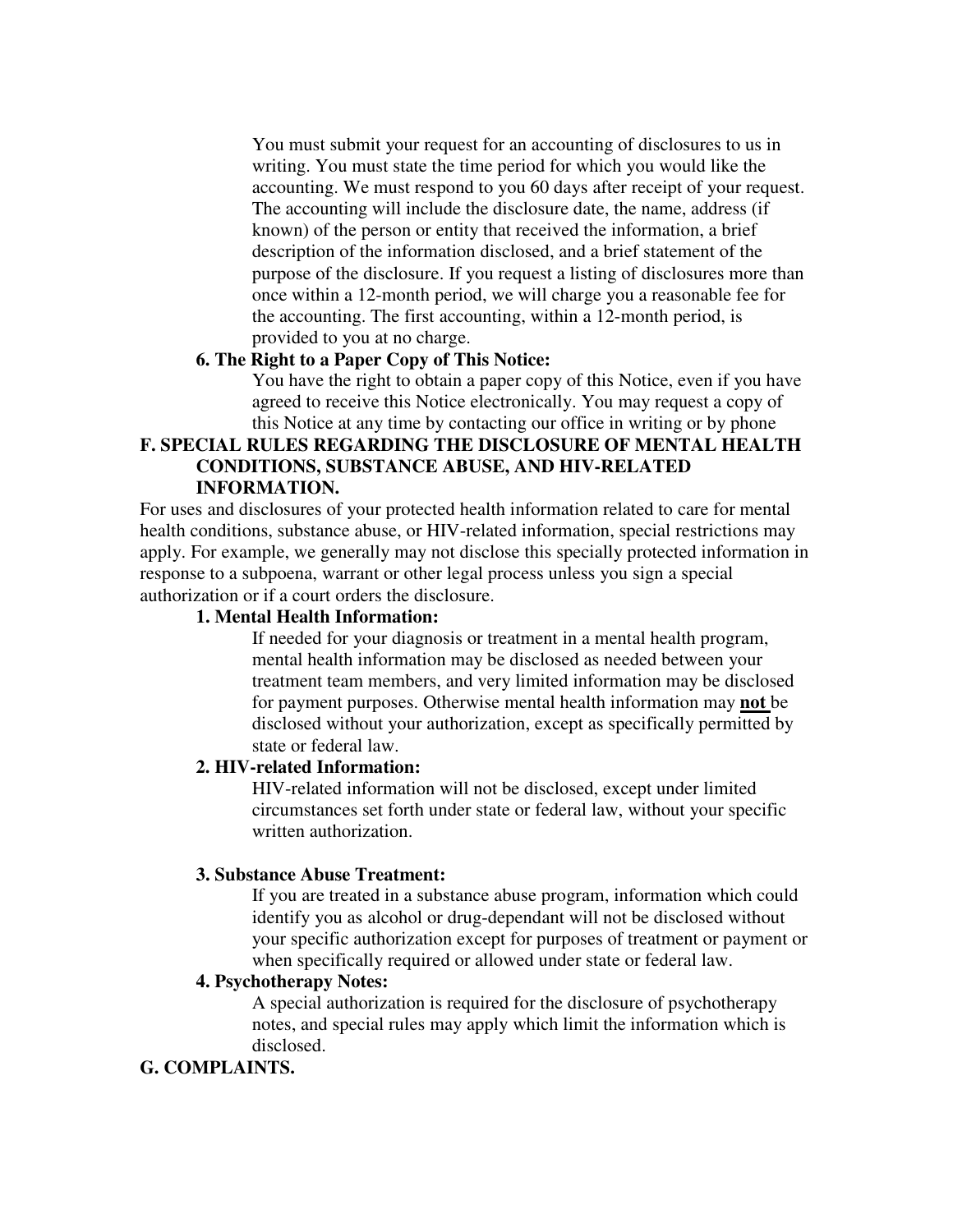You must submit your request for an accounting of disclosures to us in writing. You must state the time period for which you would like the accounting. We must respond to you 60 days after receipt of your request. The accounting will include the disclosure date, the name, address (if known) of the person or entity that received the information, a brief description of the information disclosed, and a brief statement of the purpose of the disclosure. If you request a listing of disclosures more than once within a 12-month period, we will charge you a reasonable fee for the accounting. The first accounting, within a 12-month period, is provided to you at no charge.

**6. The Right to a Paper Copy of This Notice:**

You have the right to obtain a paper copy of this Notice, even if you have agreed to receive this Notice electronically. You may request a copy of this Notice at any time by contacting our office in writing or by phone

## F. SPECIAL RULES REGARDING THE DISCLOSURE OF MENTAL HEALTH CONDITIONS, SUBSTANCE ABUSE, AND HIV-RELATED INFORMATION.

For uses and disclosures of your protected health information related to care for mental health conditions, substance abuse, or HIV-related information, special restrictions may apply. For example, we generally may not disclose this specially protected information in response to a subpoena, warrant or other legal process unless you sign a special authorization or if a court orders the disclosure.

**1. Mental Health Information:**

If needed for your diagnosis or treatment in a mental health program, mental health information may be disclosed as needed between your treatment team members, and very limited information may be disclosed for payment purposes. Otherwise mental health information may <u>**not**</u> be disclosed without your authorization, except as specifically permitted by state or federal law.

**2. HIV-related Information:**

HIV-related information will not be disclosed, except under limited circumstances set forth under state or federal law, without your specific written authorization.

**3. Substance Abuse Treatment:**

If you are treated in a substance abuse program, information which could identify you as alcohol or drug-dependant will not be disclosed without your specific authorization except for purposes of treatment or payment or when specifically required or allowed under state or federal law.

**4. Psychotherapy Notes:**

A special authorization is required for the disclosure of psychotherapy notes, and special rules may apply which limit the information which is disclosed.

## G. COMPLAINTS.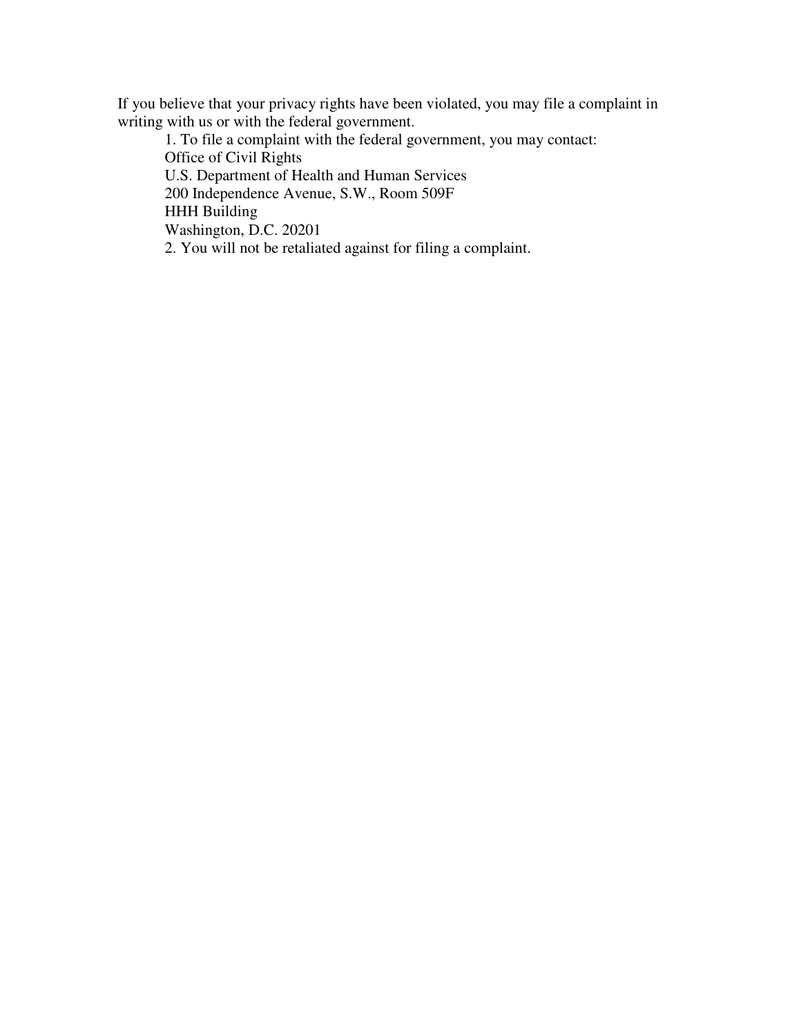If you believe that your privacy rights have been violated, you may file a complaint in writing with us or with the federal government.

1. To file a complaint with the federal government, you may contact:
   Office of Civil Rights
   U.S. Department of Health and Human Services
   200 Independence Avenue, S.W., Room 509F
   HHH Building
   Washington, D.C. 20201
2. You will not be retaliated against for filing a complaint.